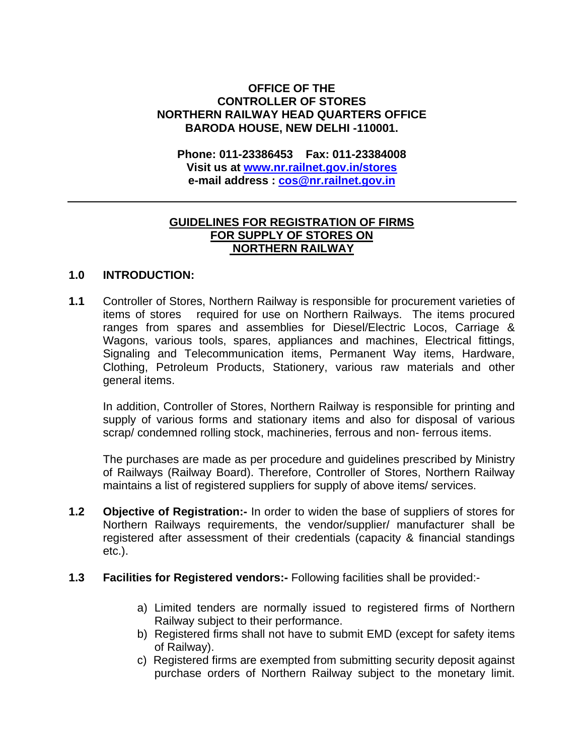**OFFICE OF THE**
**CONTROLLER OF STORES**
**NORTHERN RAILWAY HEAD QUARTERS OFFICE**
**BARODA HOUSE, NEW DELHI -110001.**

**Phone: 011-23386453 Fax: 011-23384008**
**Visit us at [www.nr.railnet.gov.in/stores](www.nr.railnet.gov.in/stores)**
**e-mail address : [cos@nr.railnet.gov.in](mailto:cos@nr.railnet.gov.in)**

---

# GUIDELINES FOR REGISTRATION OF FIRMS FOR SUPPLY OF STORES ON NORTHERN RAILWAY

## 1.0 INTRODUCTION:

**1.1** Controller of Stores, Northern Railway is responsible for procurement varieties of items of stores required for use on Northern Railways. The items procured ranges from spares and assemblies for Diesel/Electric Locos, Carriage & Wagons, various tools, spares, appliances and machines, Electrical fittings, Signaling and Telecommunication items, Permanent Way items, Hardware, Clothing, Petroleum Products, Stationery, various raw materials and other general items.

In addition, Controller of Stores, Northern Railway is responsible for printing and supply of various forms and stationary items and also for disposal of various scrap/ condemned rolling stock, machineries, ferrous and non- ferrous items.

The purchases are made as per procedure and guidelines prescribed by Ministry of Railways (Railway Board). Therefore, Controller of Stores, Northern Railway maintains a list of registered suppliers for supply of above items/ services.

**1.2** **Objective of Registration:-** In order to widen the base of suppliers of stores for Northern Railways requirements, the vendor/supplier/ manufacturer shall be registered after assessment of their credentials (capacity & financial standings etc.).

**1.3** **Facilities for Registered vendors:-** Following facilities shall be provided:-

a) Limited tenders are normally issued to registered firms of Northern Railway subject to their performance.
b) Registered firms shall not have to submit EMD (except for safety items of Railway).
c) Registered firms are exempted from submitting security deposit against purchase orders of Northern Railway subject to the monetary limit.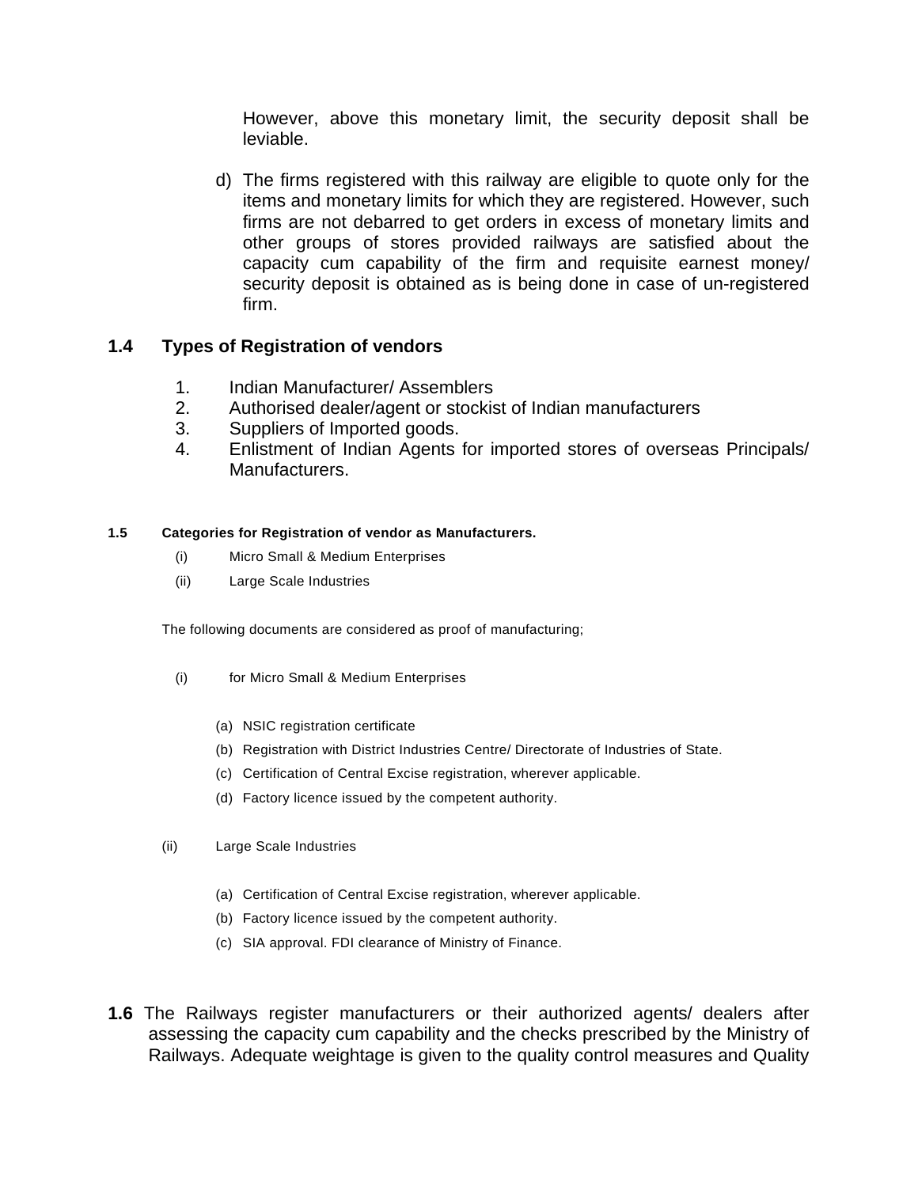However, above this monetary limit, the security deposit shall be leviable.

d) The firms registered with this railway are eligible to quote only for the items and monetary limits for which they are registered. However, such firms are not debarred to get orders in excess of monetary limits and other groups of stores provided railways are satisfied about the capacity cum capability of the firm and requisite earnest money/ security deposit is obtained as is being done in case of un-registered firm.

## 1.4 Types of Registration of vendors

1. Indian Manufacturer/ Assemblers
2. Authorised dealer/agent or stockist of Indian manufacturers
3. Suppliers of Imported goods.
4. Enlistment of Indian Agents for imported stores of overseas Principals/ Manufacturers.

### 1.5 Categories for Registration of vendor as Manufacturers.

(i) Micro Small & Medium Enterprises

(ii) Large Scale Industries

The following documents are considered as proof of manufacturing;

(i) for Micro Small & Medium Enterprises

(a) NSIC registration certificate
(b) Registration with District Industries Centre/ Directorate of Industries of State.
(c) Certification of Central Excise registration, wherever applicable.
(d) Factory licence issued by the competent authority.

(ii) Large Scale Industries

(a) Certification of Central Excise registration, wherever applicable.
(b) Factory licence issued by the competent authority.
(c) SIA approval. FDI clearance of Ministry of Finance.

**1.6** The Railways register manufacturers or their authorized agents/ dealers after assessing the capacity cum capability and the checks prescribed by the Ministry of Railways. Adequate weightage is given to the quality control measures and Quality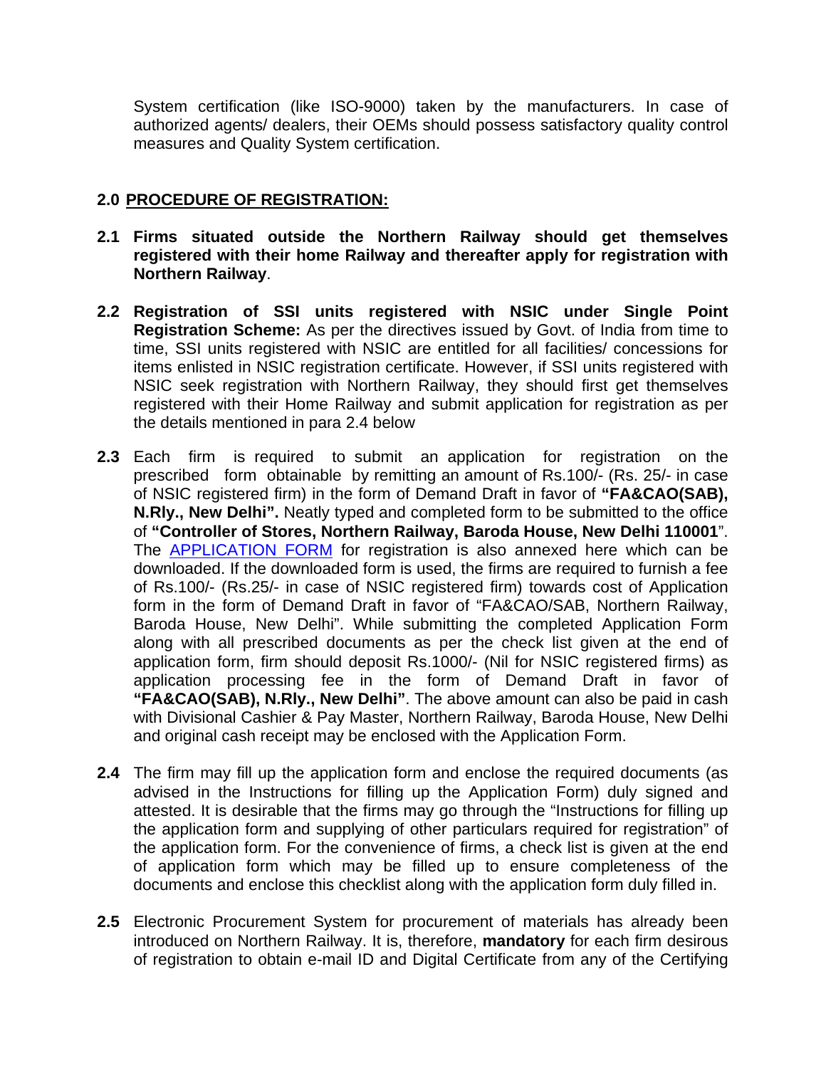System certification (like ISO-9000) taken by the manufacturers. In case of authorized agents/ dealers, their OEMs should possess satisfactory quality control measures and Quality System certification.

## 2.0 PROCEDURE OF REGISTRATION:

**2.1** **Firms situated outside the Northern Railway should get themselves registered with their home Railway and thereafter apply for registration with Northern Railway**.

**2.2** **Registration of SSI units registered with NSIC under Single Point Registration Scheme:** As per the directives issued by Govt. of India from time to time, SSI units registered with NSIC are entitled for all facilities/ concessions for items enlisted in NSIC registration certificate. However, if SSI units registered with NSIC seek registration with Northern Railway, they should first get themselves registered with their Home Railway and submit application for registration as per the details mentioned in para 2.4 below

**2.3** Each firm is required to submit an application for registration on the prescribed form obtainable by remitting an amount of Rs.100/- (Rs. 25/- in case of NSIC registered firm) in the form of Demand Draft in favor of **"FA&CAO(SAB), N.Rly., New Delhi".** Neatly typed and completed form to be submitted to the office of **"Controller of Stores, Northern Railway, Baroda House, New Delhi 110001**". The APPLICATION FORM for registration is also annexed here which can be downloaded. If the downloaded form is used, the firms are required to furnish a fee of Rs.100/- (Rs.25/- in case of NSIC registered firm) towards cost of Application form in the form of Demand Draft in favor of "FA&CAO/SAB, Northern Railway, Baroda House, New Delhi". While submitting the completed Application Form along with all prescribed documents as per the check list given at the end of application form, firm should deposit Rs.1000/- (Nil for NSIC registered firms) as application processing fee in the form of Demand Draft in favor of **"FA&CAO(SAB), N.Rly., New Delhi"**. The above amount can also be paid in cash with Divisional Cashier & Pay Master, Northern Railway, Baroda House, New Delhi and original cash receipt may be enclosed with the Application Form.

**2.4** The firm may fill up the application form and enclose the required documents (as advised in the Instructions for filling up the Application Form) duly signed and attested. It is desirable that the firms may go through the "Instructions for filling up the application form and supplying of other particulars required for registration" of the application form. For the convenience of firms, a check list is given at the end of application form which may be filled up to ensure completeness of the documents and enclose this checklist along with the application form duly filled in.

**2.5** Electronic Procurement System for procurement of materials has already been introduced on Northern Railway. It is, therefore, **mandatory** for each firm desirous of registration to obtain e-mail ID and Digital Certificate from any of the Certifying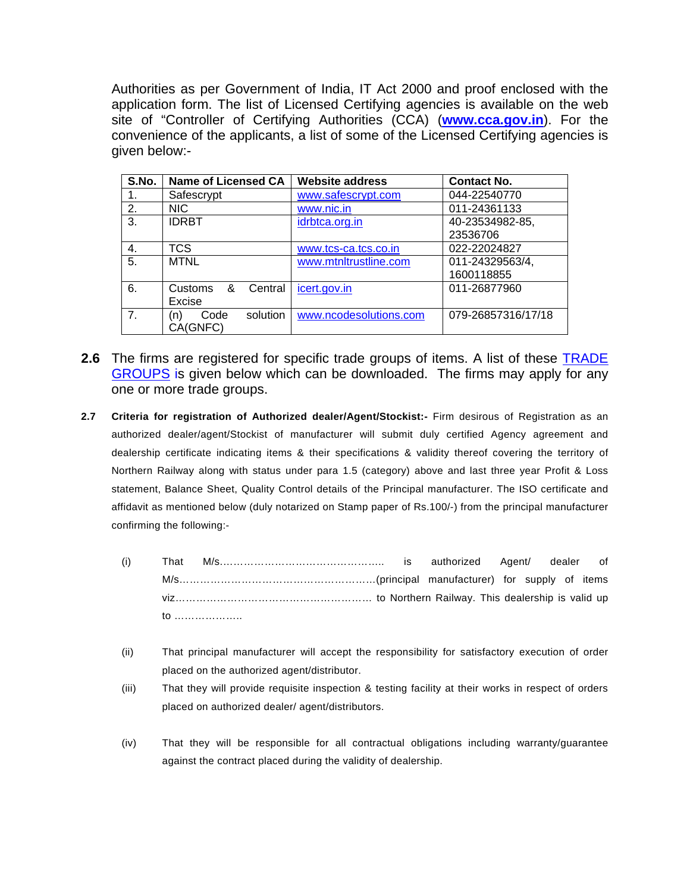Authorities as per Government of India, IT Act 2000 and proof enclosed with the application form. The list of Licensed Certifying agencies is available on the web site of "Controller of Certifying Authorities (CCA) (**www.cca.gov.in**). For the convenience of the applicants, a list of some of the Licensed Certifying agencies is given below:-

| S.No. | Name of Licensed CA | Website address | Contact No. |
|---|---|---|---|
| 1. | Safescrypt | www.safescrypt.com | 044-22540770 |
| 2. | NIC | www.nic.in | 011-24361133 |
| 3. | IDRBT | idrbtca.org.in | 40-23534982-85, 23536706 |
| 4. | TCS | www.tcs-ca.tcs.co.in | 022-22024827 |
| 5. | MTNL | www.mtnltrustline.com | 011-24329563/4, 1600118855 |
| 6. | Customs & Central Excise | icert.gov.in | 011-26877960 |
| 7. | (n) Code solution CA(GNFC) | www.ncodesolutions.com | 079-26857316/17/18 |

**2.6** The firms are registered for specific trade groups of items. A list of these TRADE GROUPS is given below which can be downloaded. The firms may apply for any one or more trade groups.

**2.7** **Criteria for registration of Authorized dealer/Agent/Stockist:-** Firm desirous of Registration as an authorized dealer/agent/Stockist of manufacturer will submit duly certified Agency agreement and dealership certificate indicating items & their specifications & validity thereof covering the territory of Northern Railway along with status under para 1.5 (category) above and last three year Profit & Loss statement, Balance Sheet, Quality Control details of the Principal manufacturer. The ISO certificate and affidavit as mentioned below (duly notarized on Stamp paper of Rs.100/-) from the principal manufacturer confirming the following:-

(i) That M/s………………………………………….. is authorized Agent/ dealer of M/s…………………………………………………(principal manufacturer) for supply of items viz………………………………………………… to Northern Railway. This dealership is valid up to ………………..

(ii) That principal manufacturer will accept the responsibility for satisfactory execution of order placed on the authorized agent/distributor.

(iii) That they will provide requisite inspection & testing facility at their works in respect of orders placed on authorized dealer/ agent/distributors.

(iv) That they will be responsible for all contractual obligations including warranty/guarantee against the contract placed during the validity of dealership.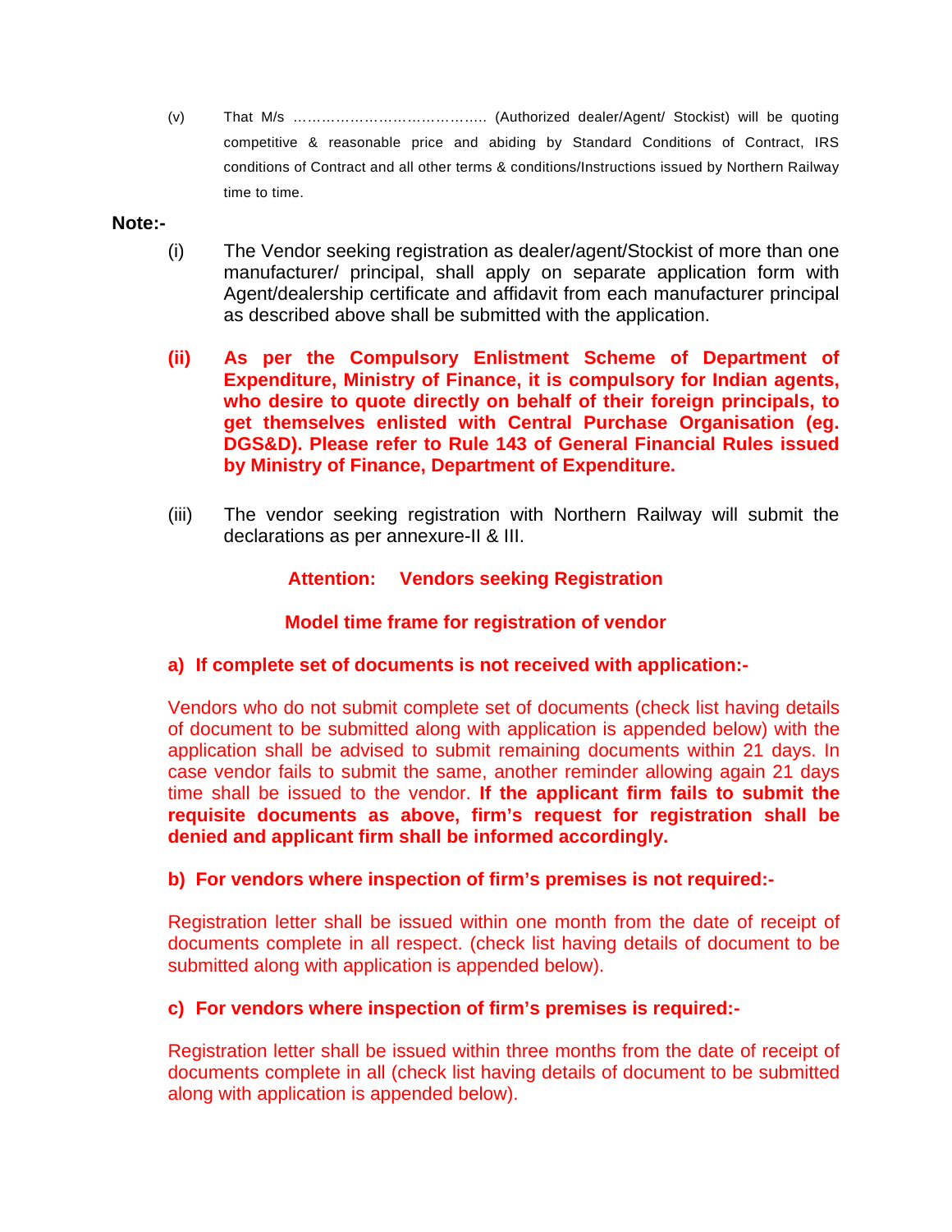(v) That M/s ………………………………….. (Authorized dealer/Agent/ Stockist) will be quoting competitive & reasonable price and abiding by Standard Conditions of Contract, IRS conditions of Contract and all other terms & conditions/Instructions issued by Northern Railway time to time.

**Note:-**

(i) The Vendor seeking registration as dealer/agent/Stockist of more than one manufacturer/ principal, shall apply on separate application form with Agent/dealership certificate and affidavit from each manufacturer principal as described above shall be submitted with the application.

**(ii) As per the Compulsory Enlistment Scheme of Department of Expenditure, Ministry of Finance, it is compulsory for Indian agents, who desire to quote directly on behalf of their foreign principals, to get themselves enlisted with Central Purchase Organisation (eg. DGS&D). Please refer to Rule 143 of General Financial Rules issued by Ministry of Finance, Department of Expenditure.**

(iii) The vendor seeking registration with Northern Railway will submit the declarations as per annexure-II & III.

**Attention: Vendors seeking Registration**

**Model time frame for registration of vendor**

**a) If complete set of documents is not received with application:-**

Vendors who do not submit complete set of documents (check list having details of document to be submitted along with application is appended below) with the application shall be advised to submit remaining documents within 21 days. In case vendor fails to submit the same, another reminder allowing again 21 days time shall be issued to the vendor. **If the applicant firm fails to submit the requisite documents as above, firm's request for registration shall be denied and applicant firm shall be informed accordingly.**

**b) For vendors where inspection of firm's premises is not required:-**

Registration letter shall be issued within one month from the date of receipt of documents complete in all respect. (check list having details of document to be submitted along with application is appended below).

**c) For vendors where inspection of firm's premises is required:-**

Registration letter shall be issued within three months from the date of receipt of documents complete in all (check list having details of document to be submitted along with application is appended below).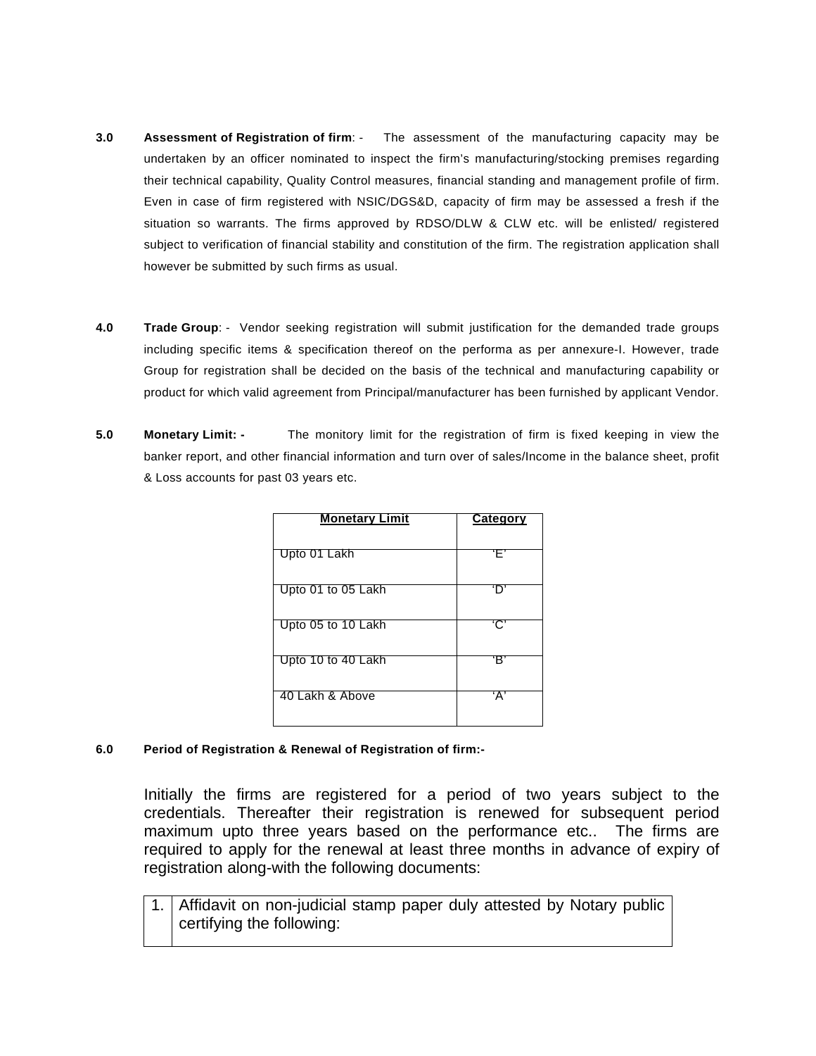**3.0 Assessment of Registration of firm**: - The assessment of the manufacturing capacity may be undertaken by an officer nominated to inspect the firm's manufacturing/stocking premises regarding their technical capability, Quality Control measures, financial standing and management profile of firm. Even in case of firm registered with NSIC/DGS&D, capacity of firm may be assessed a fresh if the situation so warrants. The firms approved by RDSO/DLW & CLW etc. will be enlisted/ registered subject to verification of financial stability and constitution of the firm. The registration application shall however be submitted by such firms as usual.

**4.0 Trade Group**: - Vendor seeking registration will submit justification for the demanded trade groups including specific items & specification thereof on the performa as per annexure-I. However, trade Group for registration shall be decided on the basis of the technical and manufacturing capability or product for which valid agreement from Principal/manufacturer has been furnished by applicant Vendor.

**5.0 Monetary Limit: -** The monitory limit for the registration of firm is fixed keeping in view the banker report, and other financial information and turn over of sales/Income in the balance sheet, profit & Loss accounts for past 03 years etc.

| Monetary Limit | Category |
|---|---|
| Upto 01 Lakh | 'E' |
| Upto 01 to 05 Lakh | 'D' |
| Upto 05 to 10 Lakh | 'C' |
| Upto 10 to 40 Lakh | 'B' |
| 40 Lakh & Above | 'A' |

**6.0 Period of Registration & Renewal of Registration of firm:-**

Initially the firms are registered for a period of two years subject to the credentials. Thereafter their registration is renewed for subsequent period maximum upto three years based on the performance etc.. The firms are required to apply for the renewal at least three months in advance of expiry of registration along-with the following documents:

| 1. | Affidavit on non-judicial stamp paper duly attested by Notary public certifying the following: |
|---|---|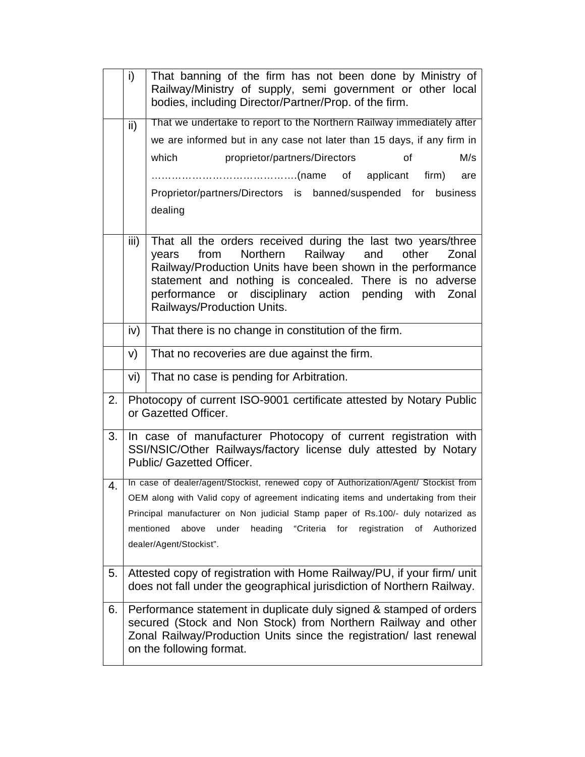| | | |
|---|---|---|
| | i) | That banning of the firm has not been done by Ministry of Railway/Ministry of supply, semi government or other local bodies, including Director/Partner/Prop. of the firm. |
| | ii) | That we undertake to report to the Northern Railway immediately after we are informed but in any case not later than 15 days, if any firm in which proprietor/partners/Directors of M/s ……………………………………(name of applicant firm) are Proprietor/partners/Directors is banned/suspended for business dealing |
| | iii) | That all the orders received during the last two years/three years from Northern Railway and other Zonal Railway/Production Units have been shown in the performance statement and nothing is concealed. There is no adverse performance or disciplinary action pending with Zonal Railways/Production Units. |
| | iv) | That there is no change in constitution of the firm. |
| | v) | That no recoveries are due against the firm. |
| | vi) | That no case is pending for Arbitration. |
| 2. | Photocopy of current ISO-9001 certificate attested by Notary Public or Gazetted Officer. | |
| 3. | In case of manufacturer Photocopy of current registration with SSI/NSIC/Other Railways/factory license duly attested by Notary Public/ Gazetted Officer. | |
| 4. | In case of dealer/agent/Stockist, renewed copy of Authorization/Agent/ Stockist from OEM along with Valid copy of agreement indicating items and undertaking from their Principal manufacturer on Non judicial Stamp paper of Rs.100/- duly notarized as mentioned above under heading "Criteria for registration of Authorized dealer/Agent/Stockist". | |
| 5. | Attested copy of registration with Home Railway/PU, if your firm/ unit does not fall under the geographical jurisdiction of Northern Railway. | |
| 6. | Performance statement in duplicate duly signed & stamped of orders secured (Stock and Non Stock) from Northern Railway and other Zonal Railway/Production Units since the registration/ last renewal on the following format. | |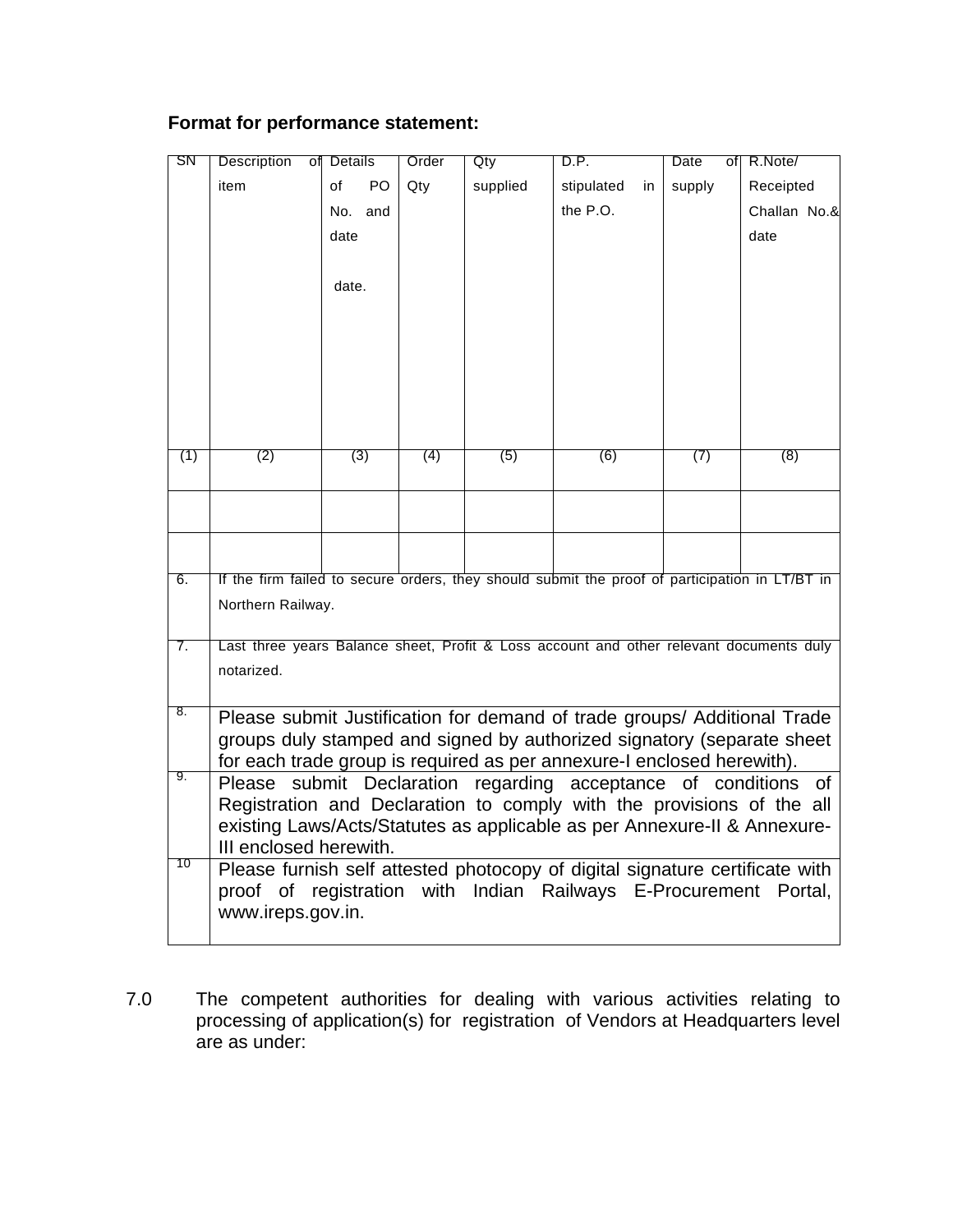**Format for performance statement:**

| SN | Description of item | Details of PO No. and date date. | Order Qty | Qty supplied | D.P. stipulated in the P.O. | Date of supply | R.Note/ Receipted Challan No.& date |
|---|---|---|---|---|---|---|---|
| (1) | (2) | (3) | (4) | (5) | (6) | (7) | (8) |
| | | | | | | | |
| | | | | | | | |
| 6. | If the firm failed to secure orders, they should submit the proof of participation in LT/BT in Northern Railway. | | | | | | |
| 7. | Last three years Balance sheet, Profit & Loss account and other relevant documents duly notarized. | | | | | | |
| 8. | Please submit Justification for demand of trade groups/ Additional Trade groups duly stamped and signed by authorized signatory (separate sheet for each trade group is required as per annexure-I enclosed herewith). | | | | | | |
| 9. | Please submit Declaration regarding acceptance of conditions of Registration and Declaration to comply with the provisions of the all existing Laws/Acts/Statutes as applicable as per Annexure-II & Annexure-III enclosed herewith. | | | | | | |
| 10 | Please furnish self attested photocopy of digital signature certificate with proof of registration with Indian Railways E-Procurement Portal, www.ireps.gov.in. | | | | | | |

7.0 The competent authorities for dealing with various activities relating to processing of application(s) for registration of Vendors at Headquarters level are as under: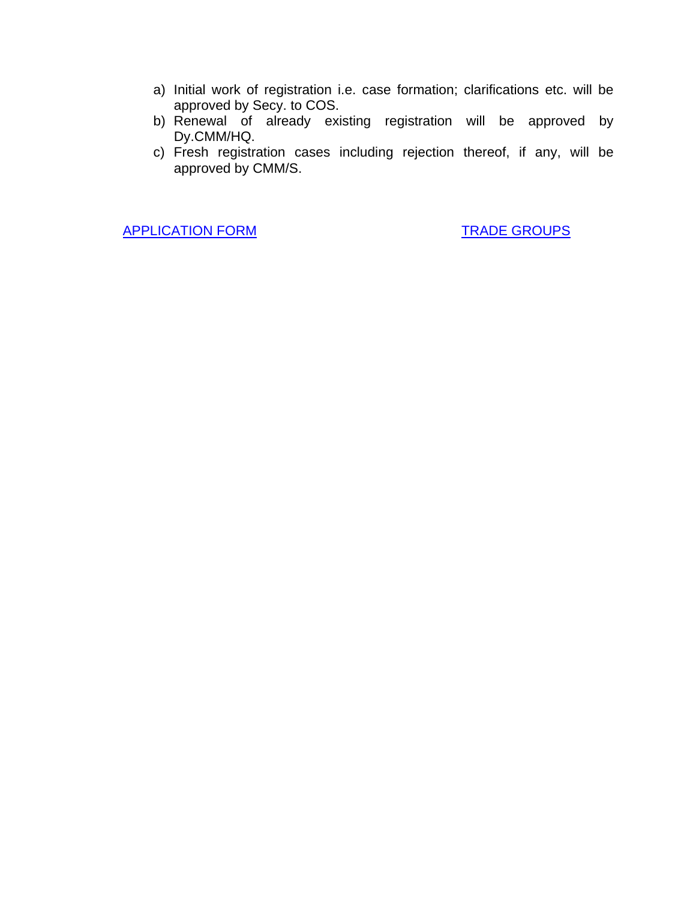a) Initial work of registration i.e. case formation; clarifications etc. will be approved by Secy. to COS.
b) Renewal of already existing registration will be approved by Dy.CMM/HQ.
c) Fresh registration cases including rejection thereof, if any, will be approved by CMM/S.

APPLICATION FORM TRADE GROUPS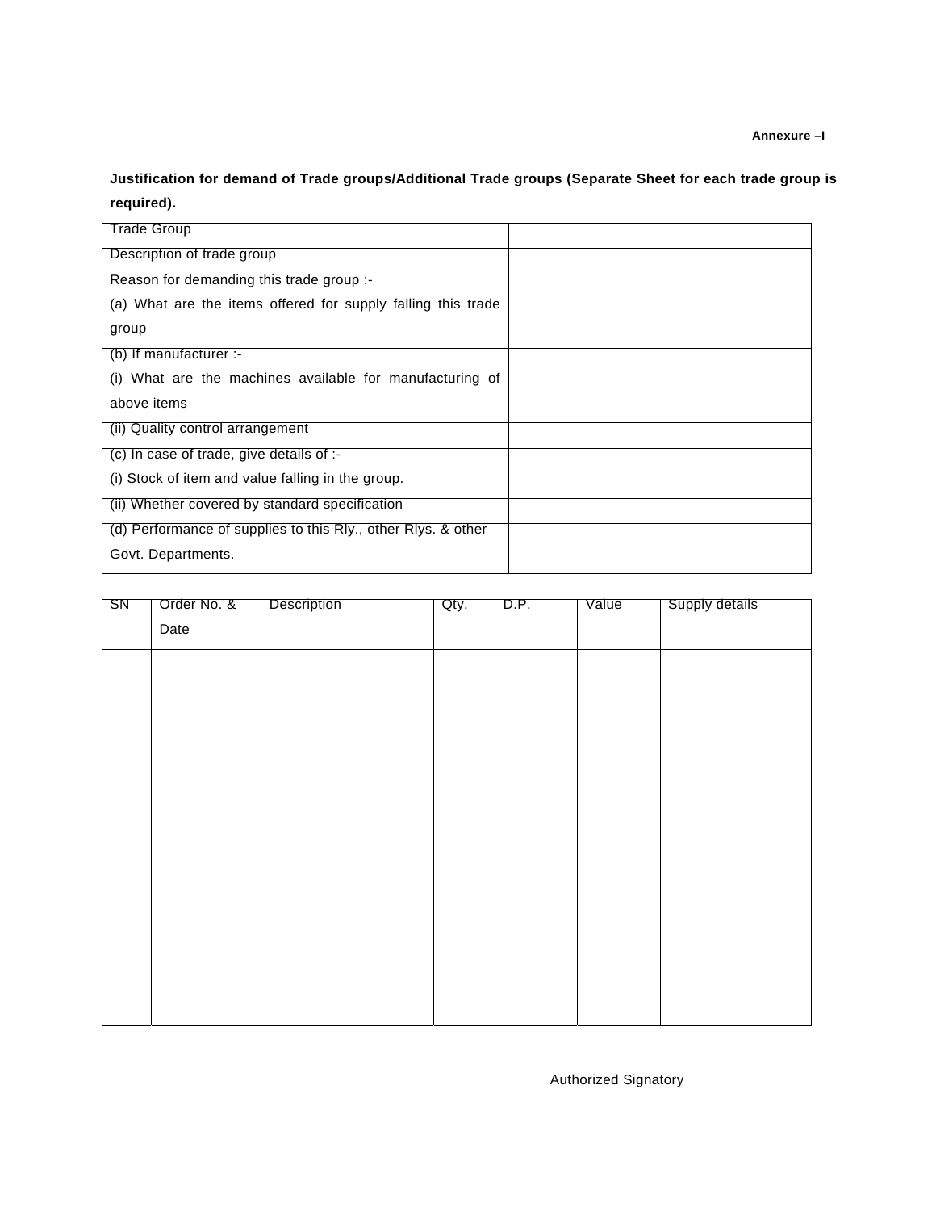**Annexure –I**

**Justification for demand of Trade groups/Additional Trade groups (Separate Sheet for each trade group is required).**

| | |
|---|---|
| Trade Group | |
| Description of trade group | |
| Reason for demanding this trade group :-<br>(a) What are the items offered for supply falling this trade group | |
| (b) If manufacturer :-<br>(i) What are the machines available for manufacturing of above items | |
| (ii) Quality control arrangement | |
| (c) In case of trade, give details of :-<br>(i) Stock of item and value falling in the group. | |
| (ii) Whether covered by standard specification | |
| (d) Performance of supplies to this Rly., other Rlys. & other Govt. Departments. | |

| SN | Order No. & Date | Description | Qty. | D.P. | Value | Supply details |
|---|---|---|---|---|---|---|
| | | | | | | |

Authorized Signatory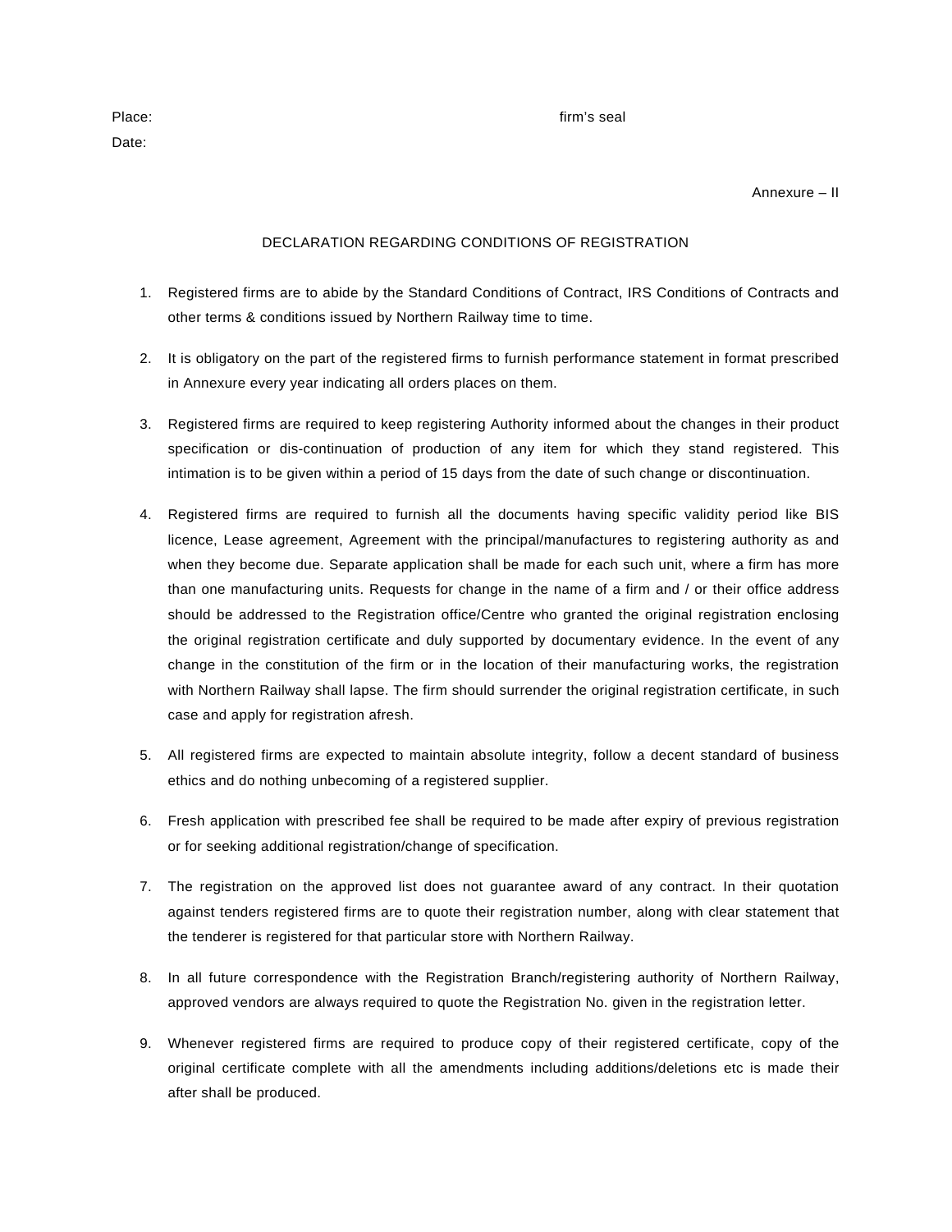Place: firm's seal

Date:

Annexure – II

## DECLARATION REGARDING CONDITIONS OF REGISTRATION

1. Registered firms are to abide by the Standard Conditions of Contract, IRS Conditions of Contracts and other terms & conditions issued by Northern Railway time to time.

2. It is obligatory on the part of the registered firms to furnish performance statement in format prescribed in Annexure every year indicating all orders places on them.

3. Registered firms are required to keep registering Authority informed about the changes in their product specification or dis-continuation of production of any item for which they stand registered. This intimation is to be given within a period of 15 days from the date of such change or discontinuation.

4. Registered firms are required to furnish all the documents having specific validity period like BIS licence, Lease agreement, Agreement with the principal/manufactures to registering authority as and when they become due. Separate application shall be made for each such unit, where a firm has more than one manufacturing units. Requests for change in the name of a firm and / or their office address should be addressed to the Registration office/Centre who granted the original registration enclosing the original registration certificate and duly supported by documentary evidence. In the event of any change in the constitution of the firm or in the location of their manufacturing works, the registration with Northern Railway shall lapse. The firm should surrender the original registration certificate, in such case and apply for registration afresh.

5. All registered firms are expected to maintain absolute integrity, follow a decent standard of business ethics and do nothing unbecoming of a registered supplier.

6. Fresh application with prescribed fee shall be required to be made after expiry of previous registration or for seeking additional registration/change of specification.

7. The registration on the approved list does not guarantee award of any contract. In their quotation against tenders registered firms are to quote their registration number, along with clear statement that the tenderer is registered for that particular store with Northern Railway.

8. In all future correspondence with the Registration Branch/registering authority of Northern Railway, approved vendors are always required to quote the Registration No. given in the registration letter.

9. Whenever registered firms are required to produce copy of their registered certificate, copy of the original certificate complete with all the amendments including additions/deletions etc is made their after shall be produced.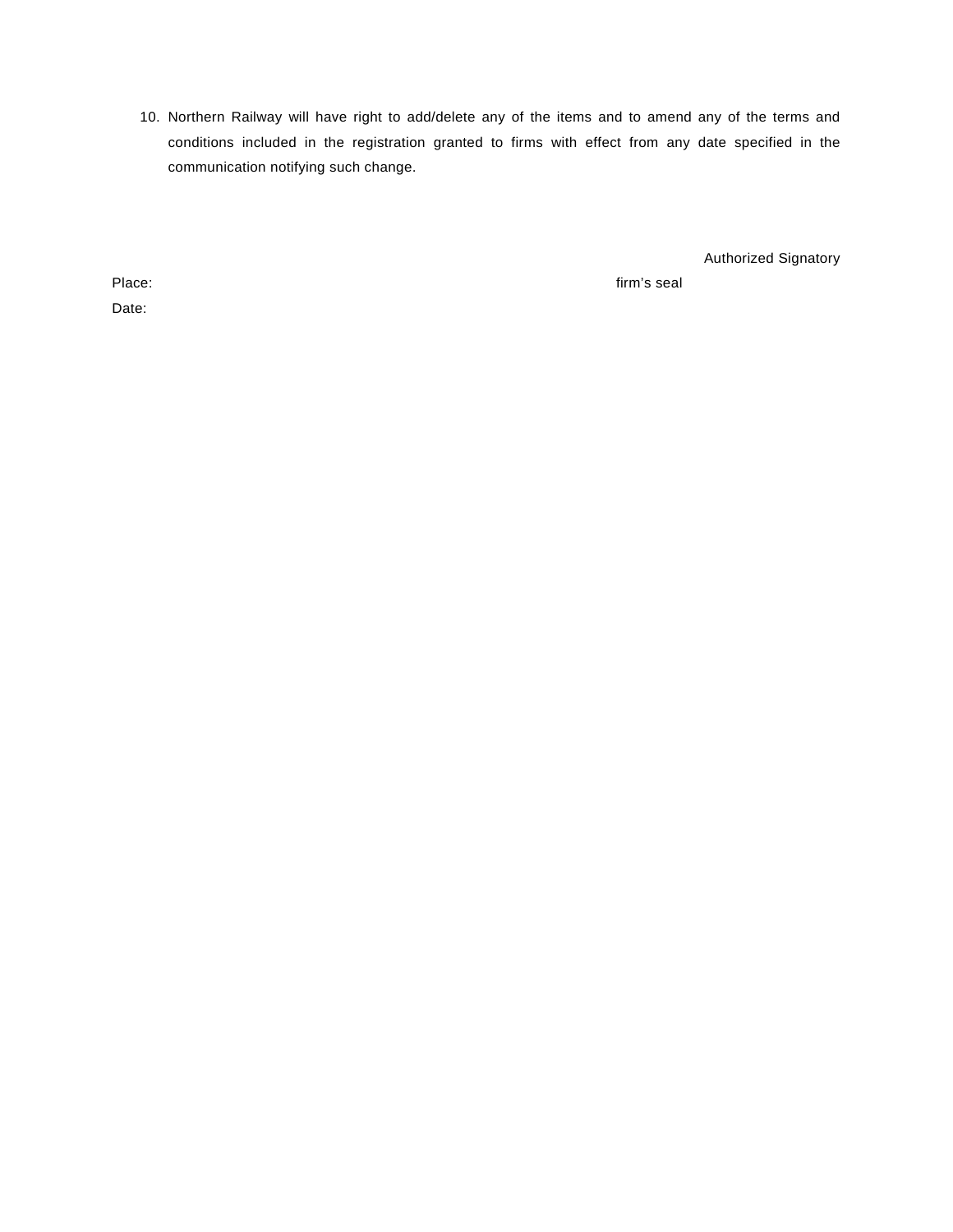10. Northern Railway will have right to add/delete any of the items and to amend any of the terms and conditions included in the registration granted to firms with effect from any date specified in the communication notifying such change.

Authorized Signatory

Place: firm's seal

Date: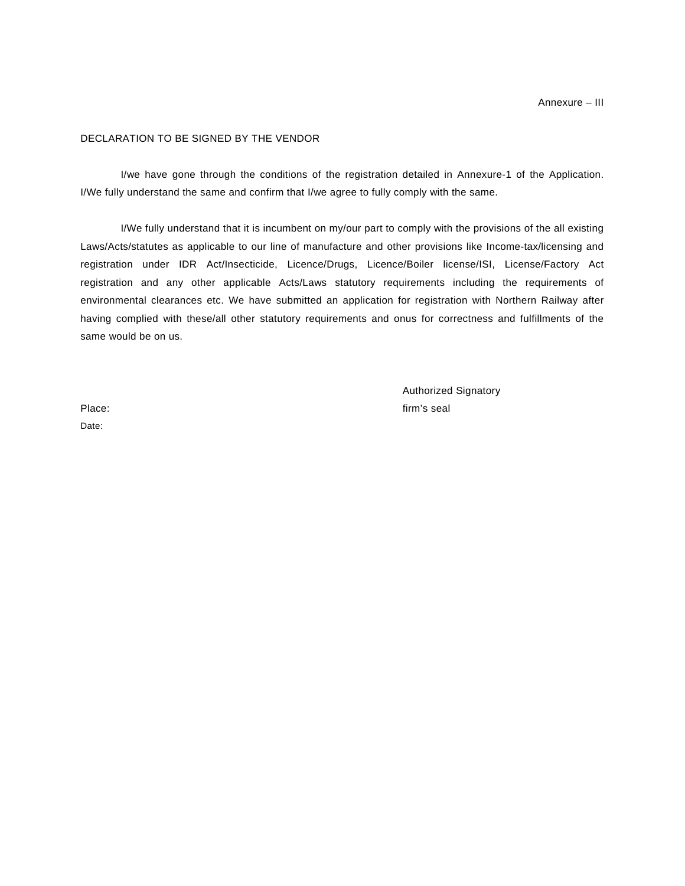Annexure – III

DECLARATION TO BE SIGNED BY THE VENDOR

I/we have gone through the conditions of the registration detailed in Annexure-1 of the Application. I/We fully understand the same and confirm that I/we agree to fully comply with the same.

I/We fully understand that it is incumbent on my/our part to comply with the provisions of the all existing Laws/Acts/statutes as applicable to our line of manufacture and other provisions like Income-tax/licensing and registration under IDR Act/Insecticide, Licence/Drugs, Licence/Boiler license/ISI, License/Factory Act registration and any other applicable Acts/Laws statutory requirements including the requirements of environmental clearances etc. We have submitted an application for registration with Northern Railway after having complied with these/all other statutory requirements and onus for correctness and fulfillments of the same would be on us.

Authorized Signatory

Place:

firm's seal

Date: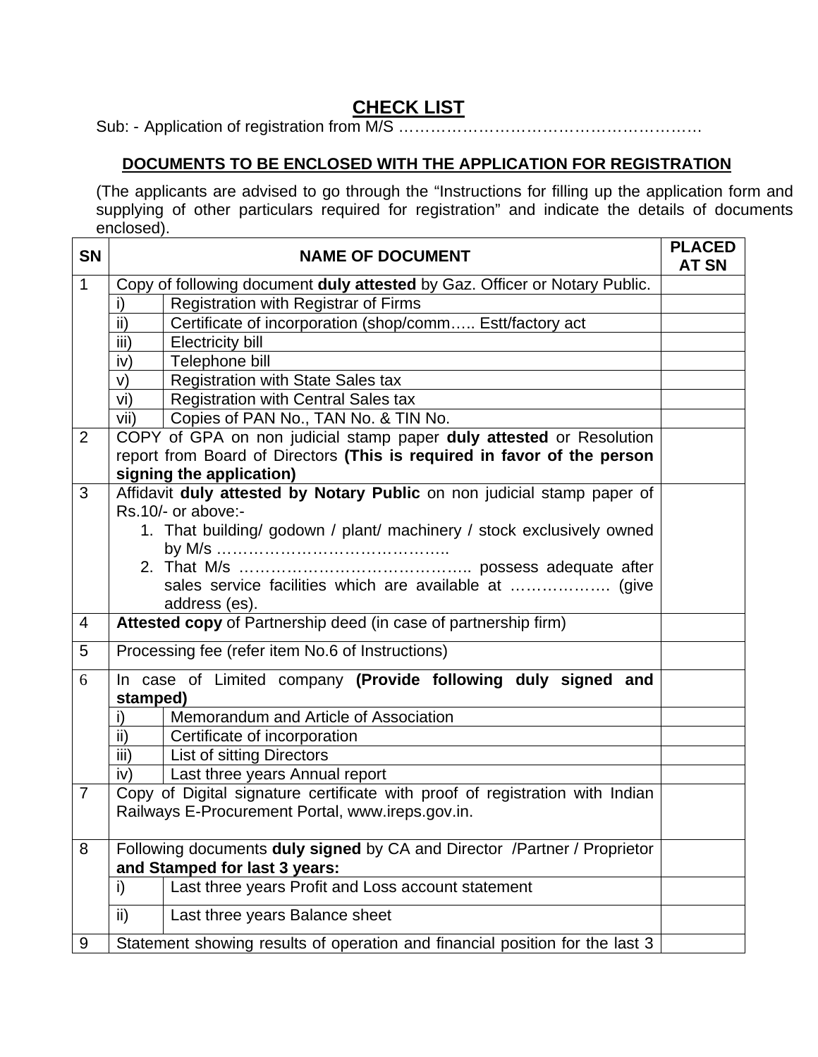# CHECK LIST

Sub: - Application of registration from M/S ………………………………………………

## DOCUMENTS TO BE ENCLOSED WITH THE APPLICATION FOR REGISTRATION

(The applicants are advised to go through the "Instructions for filling up the application form and supplying of other particulars required for registration" and indicate the details of documents enclosed).

| SN | NAME OF DOCUMENT | | PLACED AT SN |
|---|---|---|---|
| 1 | Copy of following document **duly attested** by Gaz. Officer or Notary Public. | | |
| | i) | Registration with Registrar of Firms | |
| | ii) | Certificate of incorporation (shop/comm….. Estt/factory act | |
| | iii) | Electricity bill | |
| | iv) | Telephone bill | |
| | v) | Registration with State Sales tax | |
| | vi) | Registration with Central Sales tax | |
| | vii) | Copies of PAN No., TAN No. & TIN No. | |
| 2 | COPY of GPA on non judicial stamp paper **duly attested** or Resolution report from Board of Directors **(This is required in favor of the person signing the application)** | | |
| 3 | Affidavit **duly attested by Notary Public** on non judicial stamp paper of Rs.10/- or above:-<br>1. That building/ godown / plant/ machinery / stock exclusively owned by M/s ……………………………………..<br>2. That M/s …………………………………….. possess adequate after sales service facilities which are available at ………………. (give address (es). | | |
| 4 | **Attested copy** of Partnership deed (in case of partnership firm) | | |
| 5 | Processing fee (refer item No.6 of Instructions) | | |
| 6 | In case of Limited company **(Provide following duly signed and stamped)** | | |
| | i) | Memorandum and Article of Association | |
| | ii) | Certificate of incorporation | |
| | iii) | List of sitting Directors | |
| | iv) | Last three years Annual report | |
| 7 | Copy of Digital signature certificate with proof of registration with Indian Railways E-Procurement Portal, www.ireps.gov.in. | | |
| 8 | Following documents **duly signed** by CA and Director /Partner / Proprietor **and Stamped for last 3 years:** | | |
| | i) | Last three years Profit and Loss account statement | |
| | ii) | Last three years Balance sheet | |
| 9 | Statement showing results of operation and financial position for the last 3 | | |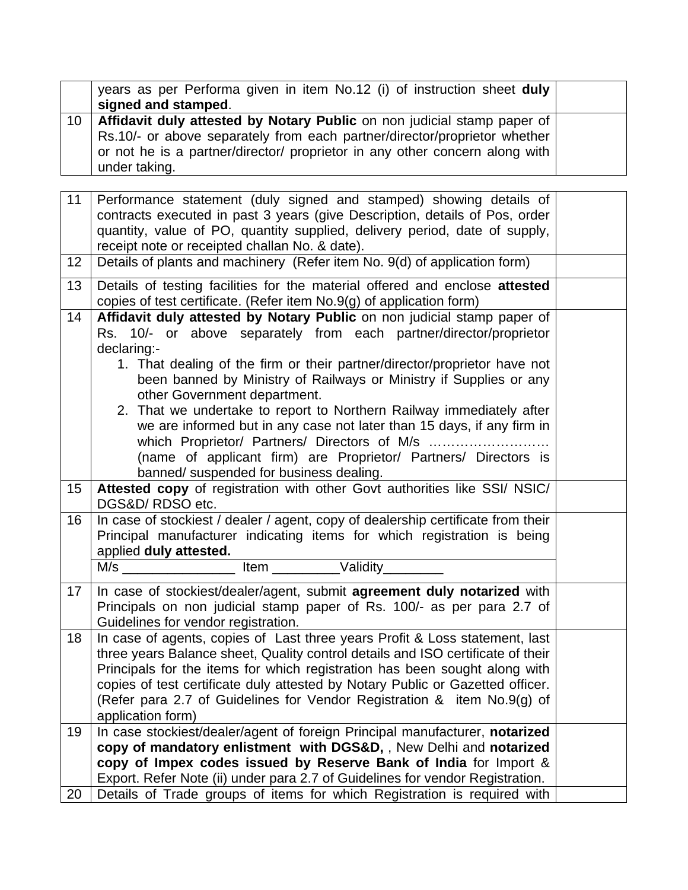|  |  |  |
|---|---|---|
|  | years as per Performa given in item No.12 (i) of instruction sheet **duly signed and stamped**. |  |
| 10 | **Affidavit duly attested by Notary Public** on non judicial stamp paper of Rs.10/- or above separately from each partner/director/proprietor whether or not he is a partner/director/ proprietor in any other concern along with under taking. |  |

|  |  |  |
|---|---|---|
| 11 | Performance statement (duly signed and stamped) showing details of contracts executed in past 3 years (give Description, details of Pos, order quantity, value of PO, quantity supplied, delivery period, date of supply, receipt note or receipted challan No. & date). |  |
| 12 | Details of plants and machinery (Refer item No. 9(d) of application form) |  |
| 13 | Details of testing facilities for the material offered and enclose **attested** copies of test certificate. (Refer item No.9(g) of application form) |  |
| 14 | **Affidavit duly attested by Notary Public** on non judicial stamp paper of Rs. 10/- or above separately from each partner/director/proprietor declaring:- <br> 1. That dealing of the firm or their partner/director/proprietor have not been banned by Ministry of Railways or Ministry if Supplies or any other Government department. <br> 2. That we undertake to report to Northern Railway immediately after we are informed but in any case not later than 15 days, if any firm in which Proprietor/ Partners/ Directors of M/s …………………….. (name of applicant firm) are Proprietor/ Partners/ Directors is banned/ suspended for business dealing. |  |
| 15 | **Attested copy** of registration with other Govt authorities like SSI/ NSIC/ DGS&D/ RDSO etc. |  |
| 16 | In case of stockiest / dealer / agent, copy of dealership certificate from their Principal manufacturer indicating items for which registration is being applied **duly attested.** <br> M/s _______________ Item _________Validity________ |  |
| 17 | In case of stockiest/dealer/agent, submit **agreement duly notarized** with Principals on non judicial stamp paper of Rs. 100/- as per para 2.7 of Guidelines for vendor registration. |  |
| 18 | In case of agents, copies of Last three years Profit & Loss statement, last three years Balance sheet, Quality control details and ISO certificate of their Principals for the items for which registration has been sought along with copies of test certificate duly attested by Notary Public or Gazetted officer. (Refer para 2.7 of Guidelines for Vendor Registration & item No.9(g) of application form) |  |
| 19 | In case stockiest/dealer/agent of foreign Principal manufacturer, **notarized copy of mandatory enlistment with DGS&D,** , New Delhi and **notarized copy of Impex codes issued by Reserve Bank of India** for Import & Export. Refer Note (ii) under para 2.7 of Guidelines for vendor Registration. |  |
| 20 | Details of Trade groups of items for which Registration is required with |  |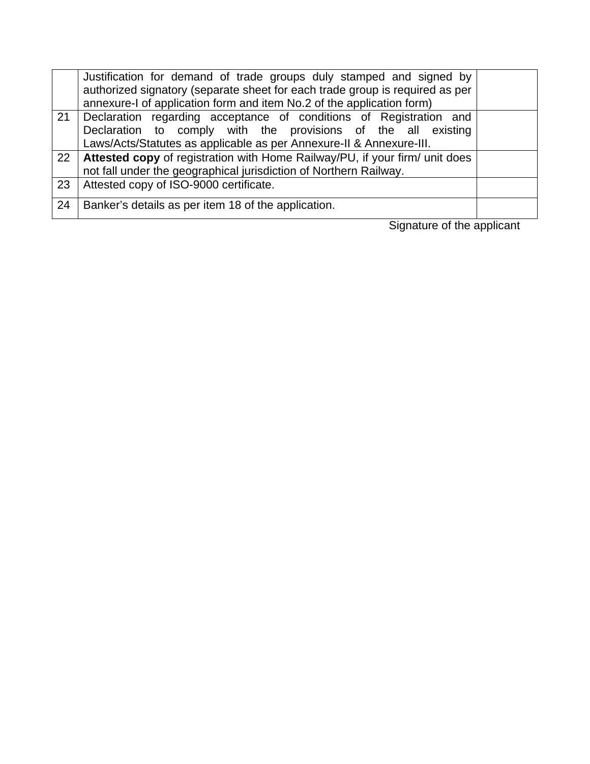| | | |
|---|---|---|
| | Justification for demand of trade groups duly stamped and signed by authorized signatory (separate sheet for each trade group is required as per annexure-I of application form and item No.2 of the application form) | |
| 21 | Declaration regarding acceptance of conditions of Registration and Declaration to comply with the provisions of the all existing Laws/Acts/Statutes as applicable as per Annexure-II & Annexure-III. | |
| 22 | **Attested copy** of registration with Home Railway/PU, if your firm/ unit does not fall under the geographical jurisdiction of Northern Railway. | |
| 23 | Attested copy of ISO-9000 certificate. | |
| 24 | Banker's details as per item 18 of the application. | |

Signature of the applicant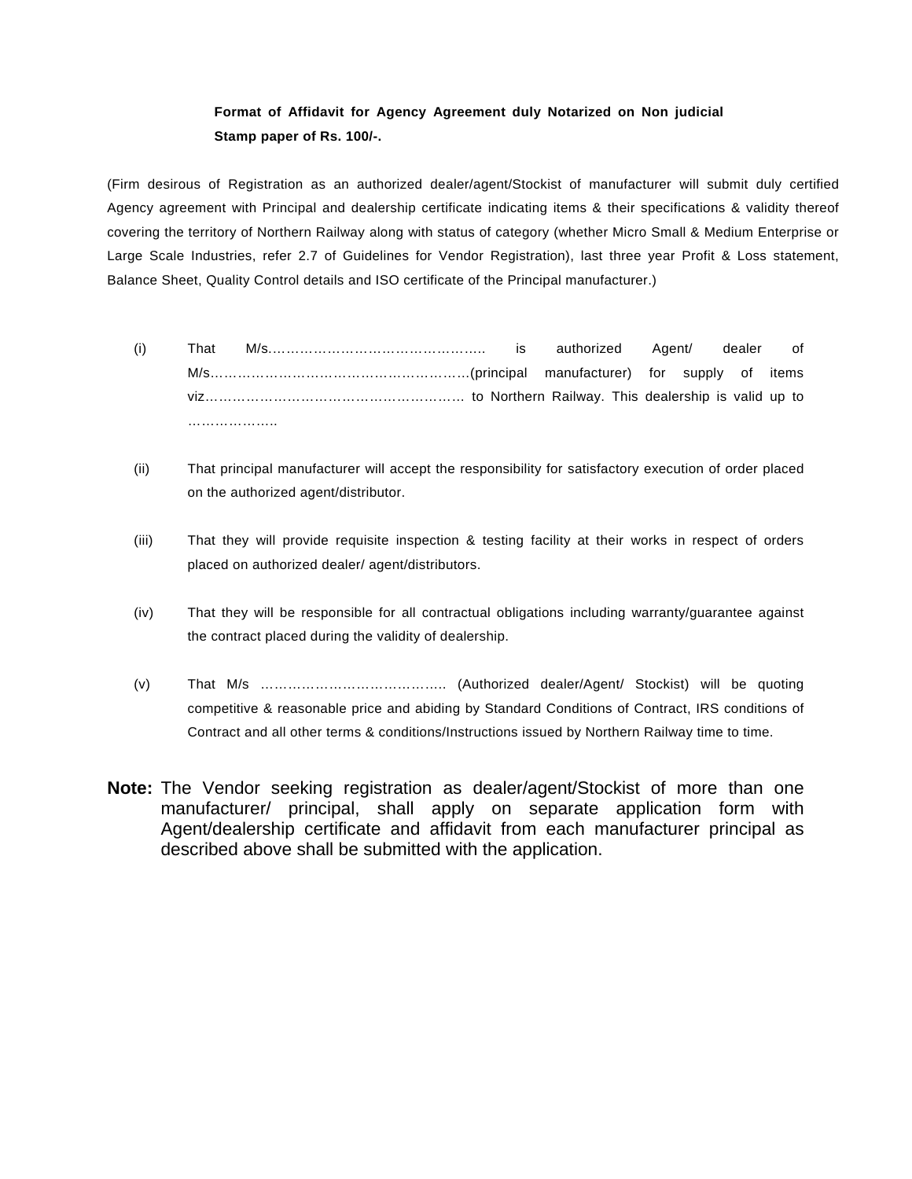**Format of Affidavit for Agency Agreement duly Notarized on Non judicial Stamp paper of Rs. 100/-.**

(Firm desirous of Registration as an authorized dealer/agent/Stockist of manufacturer will submit duly certified Agency agreement with Principal and dealership certificate indicating items & their specifications & validity thereof covering the territory of Northern Railway along with status of category (whether Micro Small & Medium Enterprise or Large Scale Industries, refer 2.7 of Guidelines for Vendor Registration), last three year Profit & Loss statement, Balance Sheet, Quality Control details and ISO certificate of the Principal manufacturer.)

(i) That M/s………………………………………….. is authorized Agent/ dealer of M/s…………………………………………………(principal manufacturer) for supply of items viz…………………………………………………. to Northern Railway. This dealership is valid up to ………………..

(ii) That principal manufacturer will accept the responsibility for satisfactory execution of order placed on the authorized agent/distributor.

(iii) That they will provide requisite inspection & testing facility at their works in respect of orders placed on authorized dealer/ agent/distributors.

(iv) That they will be responsible for all contractual obligations including warranty/guarantee against the contract placed during the validity of dealership.

(v) That M/s ………………………………….. (Authorized dealer/Agent/ Stockist) will be quoting competitive & reasonable price and abiding by Standard Conditions of Contract, IRS conditions of Contract and all other terms & conditions/Instructions issued by Northern Railway time to time.

**Note:** The Vendor seeking registration as dealer/agent/Stockist of more than one manufacturer/ principal, shall apply on separate application form with Agent/dealership certificate and affidavit from each manufacturer principal as described above shall be submitted with the application.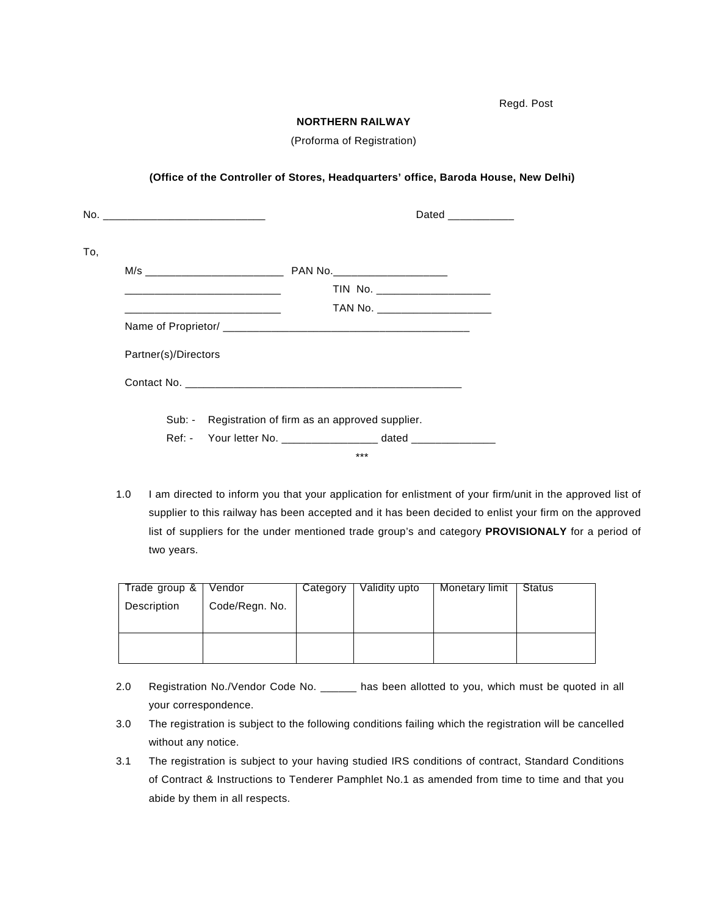Regd. Post

**NORTHERN RAILWAY**

(Proforma of Registration)

**(Office of the Controller of Stores, Headquarters' office, Baroda House, New Delhi)**

No. ___________________________ Dated ___________

To,

M/s _______________________ PAN No.___________________

__________________________ TIN No. ___________________

__________________________ TAN No. ___________________

Name of Proprietor/ _________________________________________

Partner(s)/Directors

Contact No. _______________________________________________

Sub: - Registration of firm as an approved supplier.

Ref: - Your letter No. ________________ dated ______________

***

1.0 I am directed to inform you that your application for enlistment of your firm/unit in the approved list of supplier to this railway has been accepted and it has been decided to enlist your firm on the approved list of suppliers for the under mentioned trade group's and category **PROVISIONALY** for a period of two years.

| Trade group & Description | Vendor Code/Regn. No. | Category | Validity upto | Monetary limit | Status |
|---|---|---|---|---|---|
| | | | | | |

2.0 Registration No./Vendor Code No. ______ has been allotted to you, which must be quoted in all your correspondence.

3.0 The registration is subject to the following conditions failing which the registration will be cancelled without any notice.

3.1 The registration is subject to your having studied IRS conditions of contract, Standard Conditions of Contract & Instructions to Tenderer Pamphlet No.1 as amended from time to time and that you abide by them in all respects.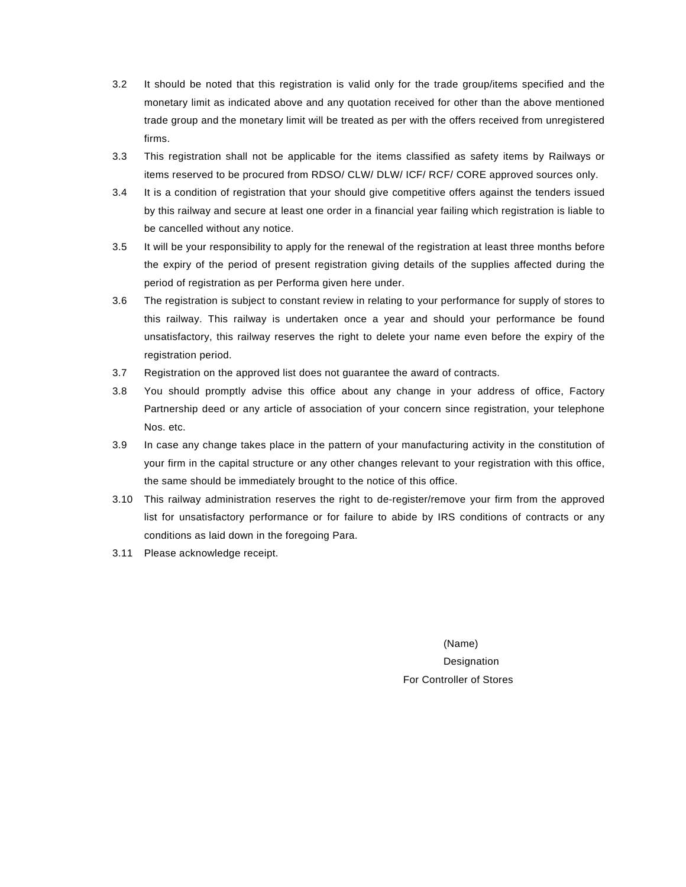3.2 It should be noted that this registration is valid only for the trade group/items specified and the monetary limit as indicated above and any quotation received for other than the above mentioned trade group and the monetary limit will be treated as per with the offers received from unregistered firms.

3.3 This registration shall not be applicable for the items classified as safety items by Railways or items reserved to be procured from RDSO/ CLW/ DLW/ ICF/ RCF/ CORE approved sources only.

3.4 It is a condition of registration that your should give competitive offers against the tenders issued by this railway and secure at least one order in a financial year failing which registration is liable to be cancelled without any notice.

3.5 It will be your responsibility to apply for the renewal of the registration at least three months before the expiry of the period of present registration giving details of the supplies affected during the period of registration as per Performa given here under.

3.6 The registration is subject to constant review in relating to your performance for supply of stores to this railway. This railway is undertaken once a year and should your performance be found unsatisfactory, this railway reserves the right to delete your name even before the expiry of the registration period.

3.7 Registration on the approved list does not guarantee the award of contracts.

3.8 You should promptly advise this office about any change in your address of office, Factory Partnership deed or any article of association of your concern since registration, your telephone Nos. etc.

3.9 In case any change takes place in the pattern of your manufacturing activity in the constitution of your firm in the capital structure or any other changes relevant to your registration with this office, the same should be immediately brought to the notice of this office.

3.10 This railway administration reserves the right to de-register/remove your firm from the approved list for unsatisfactory performance or for failure to abide by IRS conditions of contracts or any conditions as laid down in the foregoing Para.

3.11 Please acknowledge receipt.

(Name)
Designation
For Controller of Stores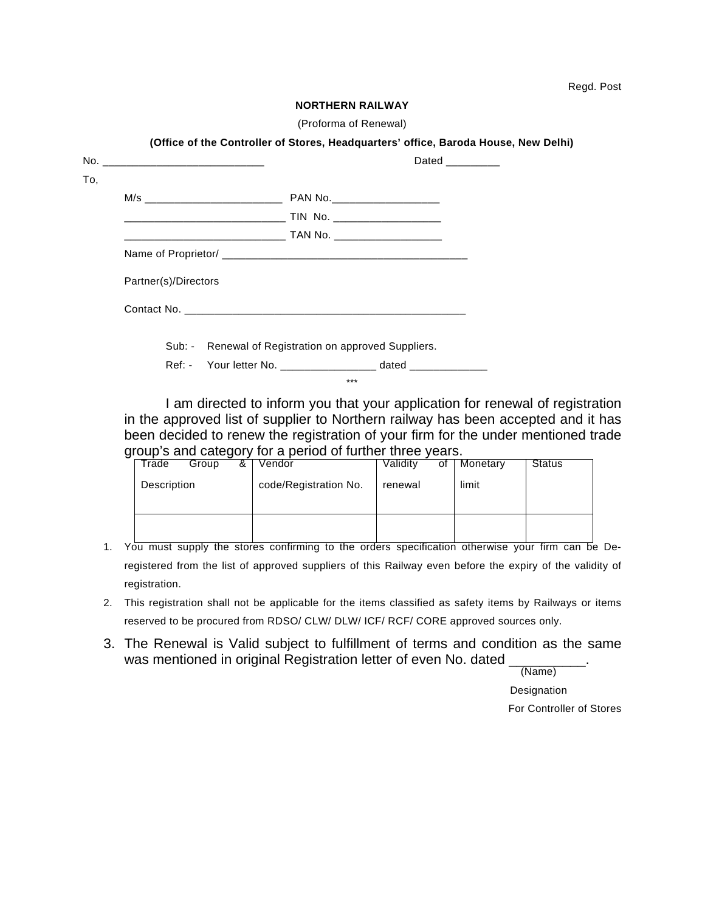Regd. Post

**NORTHERN RAILWAY**

(Proforma of Renewal)

**(Office of the Controller of Stores, Headquarters' office, Baroda House, New Delhi)**

No. ___________________________ Dated _________

To,

M/s _______________________ PAN No.__________________

___________________________ TIN No. __________________

___________________________ TAN No. __________________

Name of Proprietor/ __________________________________________

Partner(s)/Directors

Contact No. ________________________________________________

Sub: - Renewal of Registration on approved Suppliers.

Ref: - Your letter No. ________________ dated _____________

\*\*\*

I am directed to inform you that your application for renewal of registration in the approved list of supplier to Northern railway has been accepted and it has been decided to renew the registration of your firm for the under mentioned trade group's and category for a period of further three years.

| Trade Group & Description | Vendor code/Registration No. | Validity of renewal | Monetary limit | Status |
|---|---|---|---|---|
| | | | | |

1. You must supply the stores confirming to the orders specification otherwise your firm can be De-registered from the list of approved suppliers of this Railway even before the expiry of the validity of registration.
2. This registration shall not be applicable for the items classified as safety items by Railways or items reserved to be procured from RDSO/ CLW/ DLW/ ICF/ RCF/ CORE approved sources only.
3. The Renewal is Valid subject to fulfillment of terms and condition as the same was mentioned in original Registration letter of even No. dated __________.

(Name)

Designation

For Controller of Stores